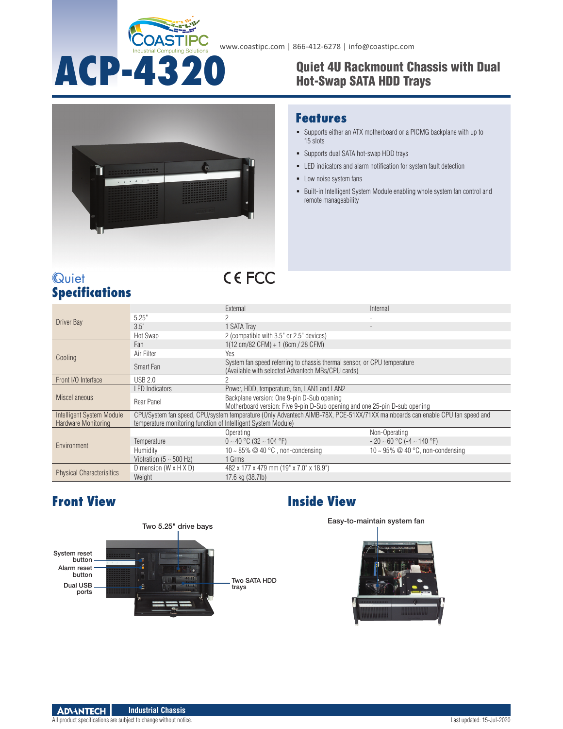www.coastipc.com | 866-412-6278 | info@coastipc.com

# ACP-4320

## Quiet 4U Rackmount Chassis with Dual Hot-Swap SATA HDD Trays

## Features

- Supports either an ATX motherboard or a PICMG backplane with up to 15 slots
- Supports dual SATA hot-swap HDD trays
- LED indicators and alarm notification for system fault detection
- Low noise system fans
- Built-in Intelligent System Module enabling whole system fan control and remote manageability

Quiet

CE FCC

## Specifications

| | | External | Internal |
|---|---|---|---|
| Driver Bay | 5.25" | 2 | - |
| | 3.5" | 1 SATA Tray | - |
| | Hot Swap | 2 (compatible with 3.5" or 2.5" devices) | |
| Cooling | Fan | 1(12 cm/82 CFM) + 1 (6cm / 28 CFM) | |
| | Air Filter | Yes | |
| | Smart Fan | System fan speed referring to chassis thermal sensor, or CPU temperature (Available with selected Advantech MBs/CPU cards) | |
| Front I/O Interface | USB 2.0 | 2 | |
| Miscellaneous | LED Indicators | Power, HDD, temperature, fan, LAN1 and LAN2 | |
| | Rear Panel | Backplane version: One 9-pin D-Sub opening<br>Motherboard version: Five 9-pin D-Sub opening and one 25-pin D-sub opening | |
| Intelligent System Module Hardware Monitoring | CPU/System fan speed, CPU/system temperature (Only Advantech AIMB-78X, PCE-51XX/71XX mainboards can enable CPU fan speed and temperature monitoring function of Intelligent System Module) | | |
| Environment | | Operating | Non-Operating |
| | Temperature | 0 ~ 40 °C (32 ~ 104 °F) | - 20 ~ 60 °C (-4 ~ 140 °F) |
| | Humidity | 10 ~ 85% @ 40 °C , non-condensing | 10 ~ 95% @ 40 °C, non-condensing |
| | Vibtration (5 ~ 500 Hz) | 1 Grms | |
| Physical Characterisitics | Dimension (W x H X D) | 482 x 177 x 479 mm (19" x 7.0" x 18.9") | |
| | Weight | 17.6 kg (38.7lb) | |

## Front View

Two 5.25" drive bays

System reset button

Alarm reset button

Dual USB ports

Two SATA HDD trays

## Inside View

Easy-to-maintain system fan

Industrial Chassis

All product specifications are subject to change without notice.

Last updated: 15-Jul-2020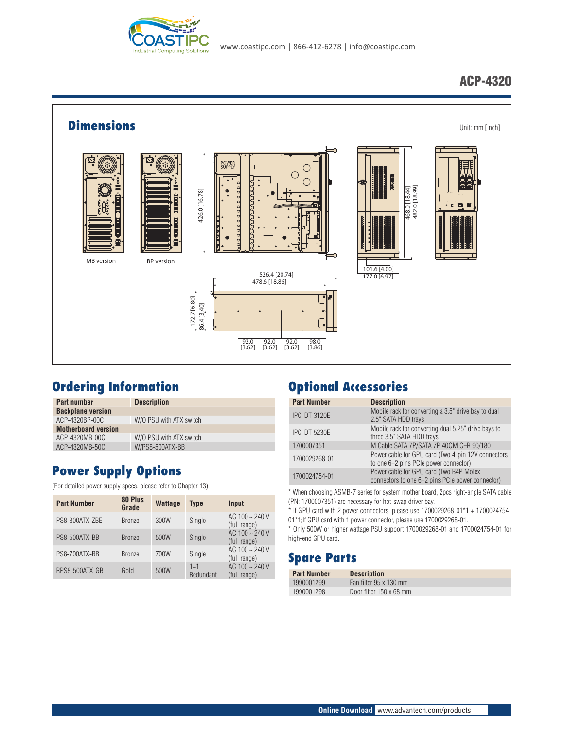# ACP-4320

## Dimensions

Unit: mm [inch]

MB version

BP version

426.0 [16.78]

468.0 [18.44]
482.0 [18.99]

101.6 [4.00]
177.0 [6.97]

526.4 [20.74]
478.6 [18.86]

172.7 [6.80]
86.4 [3.40]

92.0 [3.62]
92.0 [3.62]
92.0 [3.62]
98.0 [3.86]

## Ordering Information

| Part number | Description |
|---|---|
| **Backplane version** | |
| ACP-4320BP-00C | W/O PSU with ATX switch |
| **Motherboard version** | |
| ACP-4320MB-00C | W/O PSU with ATX switch |
| ACP-4320MB-50C | W/PS8-500ATX-BB |

## Power Supply Options

(For detailed power supply specs, please refer to Chapter 13)

| Part Number | 80 Plus Grade | Wattage | Type | Input |
|---|---|---|---|---|
| PS8-300ATX-ZBE | Bronze | 300W | Single | AC 100 ~ 240 V (full range) |
| PS8-500ATX-BB | Bronze | 500W | Single | AC 100 ~ 240 V (full range) |
| PS8-700ATX-BB | Bronze | 700W | Single | AC 100 ~ 240 V (full range) |
| RPS8-500ATX-GB | Gold | 500W | 1+1 Redundant | AC 100 ~ 240 V (full range) |

## Optional Accessories

| Part Number | Description |
|---|---|
| IPC-DT-3120E | Mobile rack for converting a 3.5" drive bay to dual 2.5" SATA HDD trays |
| IPC-DT-5230E | Mobile rack for converting dual 5.25" drive bays to three 3.5" SATA HDD trays |
| 1700007351 | M Cable SATA 7P/SATA 7P 40CM C=R 90/180 |
| 1700029268-01 | Power cable for GPU card (Two 4-pin 12V connectors to one 6+2 pins PCIe power connector) |
| 1700024754-01 | Power cable for GPU card (Two B4P Molex connectors to one 6+2 pins PCIe power connector) |

* When choosing ASMB-7 series for system mother board, 2pcs right-angle SATA cable (PN: 1700007351) are necessary for hot-swap driver bay.

* If GPU card with 2 power connectors, please use 1700029268-01*1 + 1700024754-01*1;If GPU card with 1 power connector, please use 1700029268-01.

* Only 500W or higher wattage PSU support 1700029268-01 and 1700024754-01 for high-end GPU card.

## Spare Parts

| Part Number | Description |
|---|---|
| 1990001299 | Fan filter 95 x 130 mm |
| 1990001298 | Door filter 150 x 68 mm |